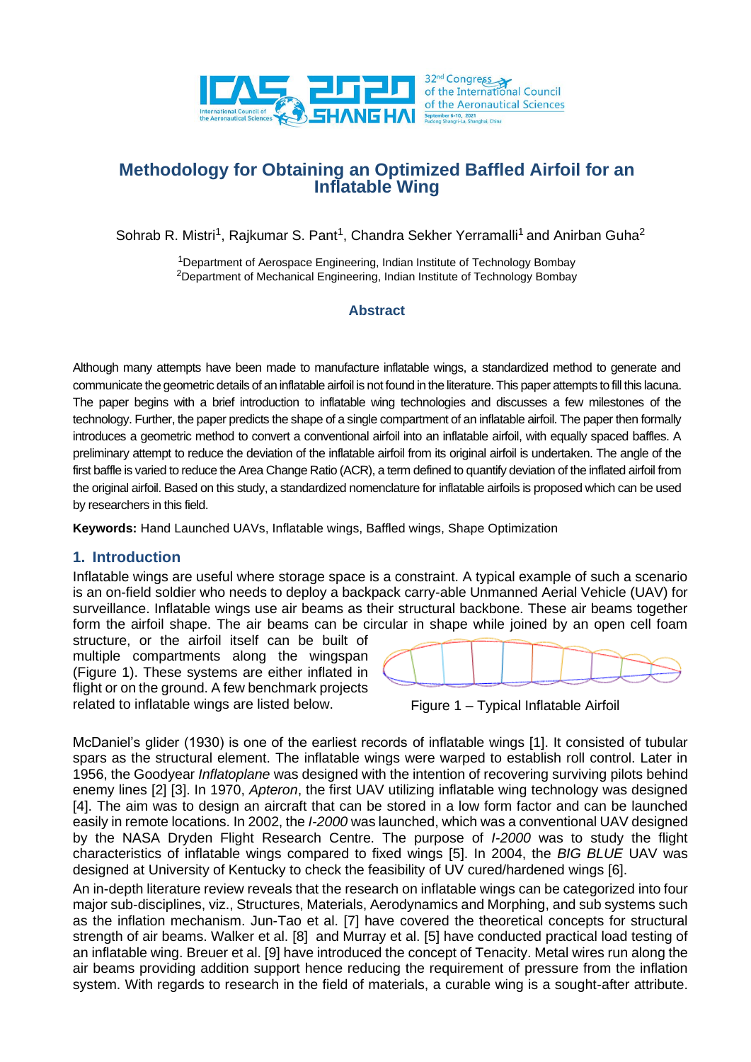# Methodology for Obtaining an Optimized Baffled Airfoil for an Inflatable Wing

Sohrab R. Mistri[1], Rajkumar S. Pant[1], Chandra Sekher Yerramalli[1] and Anirban Guha[2]

[1]Department of Aerospace Engineering, Indian Institute of Technology Bombay
[2]Department of Mechanical Engineering, Indian Institute of Technology Bombay

## Abstract

Although many attempts have been made to manufacture inflatable wings, a standardized method to generate and communicate the geometric details of an inflatable airfoil is not found in the literature. This paper attempts to fill this lacuna. The paper begins with a brief introduction to inflatable wing technologies and discusses a few milestones of the technology. Further, the paper predicts the shape of a single compartment of an inflatable airfoil. The paper then formally introduces a geometric method to convert a conventional airfoil into an inflatable airfoil, with equally spaced baffles. A preliminary attempt to reduce the deviation of the inflatable airfoil from its original airfoil is undertaken. The angle of the first baffle is varied to reduce the Area Change Ratio (ACR), a term defined to quantify deviation of the inflated airfoil from the original airfoil. Based on this study, a standardized nomenclature for inflatable airfoils is proposed which can be used by researchers in this field.

**Keywords:** Hand Launched UAVs, Inflatable wings, Baffled wings, Shape Optimization

## 1. Introduction

Inflatable wings are useful where storage space is a constraint. A typical example of such a scenario is an on-field soldier who needs to deploy a backpack carry-able Unmanned Aerial Vehicle (UAV) for surveillance. Inflatable wings use air beams as their structural backbone. These air beams together form the airfoil shape. The air beams can be circular in shape while joined by an open cell foam structure, or the airfoil itself can be built of multiple compartments along the wingspan (Figure 1). These systems are either inflated in flight or on the ground. A few benchmark projects related to inflatable wings are listed below.

Figure 1 – Typical Inflatable Airfoil

McDaniel's glider (1930) is one of the earliest records of inflatable wings [1]. It consisted of tubular spars as the structural element. The inflatable wings were warped to establish roll control. Later in 1956, the Goodyear *Inflatoplane* was designed with the intention of recovering surviving pilots behind enemy lines [2] [3]. In 1970, *Apteron*, the first UAV utilizing inflatable wing technology was designed [4]. The aim was to design an aircraft that can be stored in a low form factor and can be launched easily in remote locations. In 2002, the *I-2000* was launched, which was a conventional UAV designed by the NASA Dryden Flight Research Centre. The purpose of *I-2000* was to study the flight characteristics of inflatable wings compared to fixed wings [5]. In 2004, the *BIG BLUE* UAV was designed at University of Kentucky to check the feasibility of UV cured/hardened wings [6].

An in-depth literature review reveals that the research on inflatable wings can be categorized into four major sub-disciplines, viz., Structures, Materials, Aerodynamics and Morphing, and sub systems such as the inflation mechanism. Jun-Tao et al. [7] have covered the theoretical concepts for structural strength of air beams. Walker et al. [8] and Murray et al. [5] have conducted practical load testing of an inflatable wing. Breuer et al. [9] have introduced the concept of Tenacity. Metal wires run along the air beams providing addition support hence reducing the requirement of pressure from the inflation system. With regards to research in the field of materials, a curable wing is a sought-after attribute.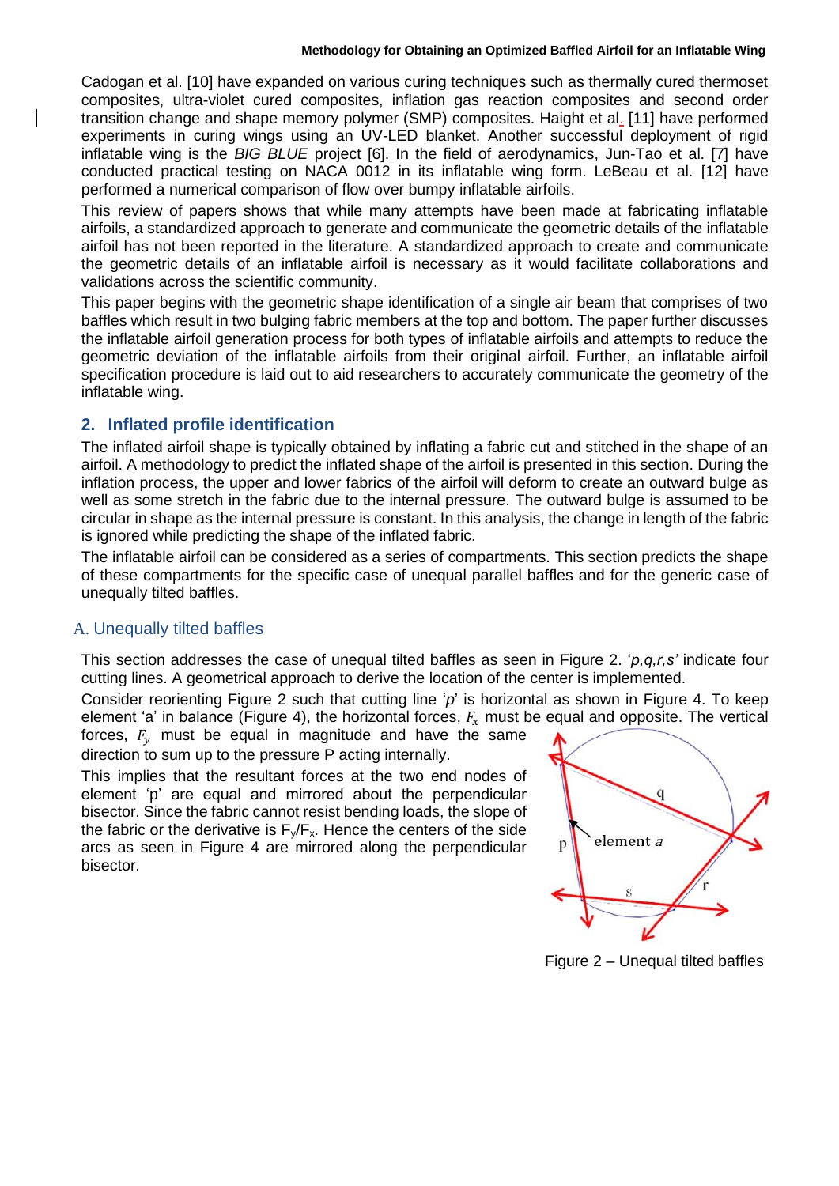Cadogan et al. [10] have expanded on various curing techniques such as thermally cured thermoset composites, ultra-violet cured composites, inflation gas reaction composites and second order transition change and shape memory polymer (SMP) composites. Haight et al. [11] have performed experiments in curing wings using an UV-LED blanket. Another successful deployment of rigid inflatable wing is the *BIG BLUE* project [6]. In the field of aerodynamics, Jun-Tao et al. [7] have conducted practical testing on NACA 0012 in its inflatable wing form. LeBeau et al. [12] have performed a numerical comparison of flow over bumpy inflatable airfoils.

This review of papers shows that while many attempts have been made at fabricating inflatable airfoils, a standardized approach to generate and communicate the geometric details of the inflatable airfoil has not been reported in the literature. A standardized approach to create and communicate the geometric details of an inflatable airfoil is necessary as it would facilitate collaborations and validations across the scientific community.

This paper begins with the geometric shape identification of a single air beam that comprises of two baffles which result in two bulging fabric members at the top and bottom. The paper further discusses the inflatable airfoil generation process for both types of inflatable airfoils and attempts to reduce the geometric deviation of the inflatable airfoils from their original airfoil. Further, an inflatable airfoil specification procedure is laid out to aid researchers to accurately communicate the geometry of the inflatable wing.

## 2. Inflated profile identification

The inflated airfoil shape is typically obtained by inflating a fabric cut and stitched in the shape of an airfoil. A methodology to predict the inflated shape of the airfoil is presented in this section. During the inflation process, the upper and lower fabrics of the airfoil will deform to create an outward bulge as well as some stretch in the fabric due to the internal pressure. The outward bulge is assumed to be circular in shape as the internal pressure is constant. In this analysis, the change in length of the fabric is ignored while predicting the shape of the inflated fabric.

The inflatable airfoil can be considered as a series of compartments. This section predicts the shape of these compartments for the specific case of unequal parallel baffles and for the generic case of unequally tilted baffles.

### A. Unequally tilted baffles

This section addresses the case of unequal tilted baffles as seen in Figure 2. '*p,q,r,s'* indicate four cutting lines. A geometrical approach to derive the location of the center is implemented.

Consider reorienting Figure 2 such that cutting line '*p*' is horizontal as shown in Figure 4. To keep element 'a' in balance (Figure 4), the horizontal forces, $F_x$ must be equal and opposite. The vertical forces, $F_y$ must be equal in magnitude and have the same direction to sum up to the pressure P acting internally.

This implies that the resultant forces at the two end nodes of element 'p' are equal and mirrored about the perpendicular bisector. Since the fabric cannot resist bending loads, the slope of the fabric or the derivative is $F_y/F_x$. Hence the centers of the side arcs as seen in Figure 4 are mirrored along the perpendicular bisector.

Figure 2 – Unequal tilted baffles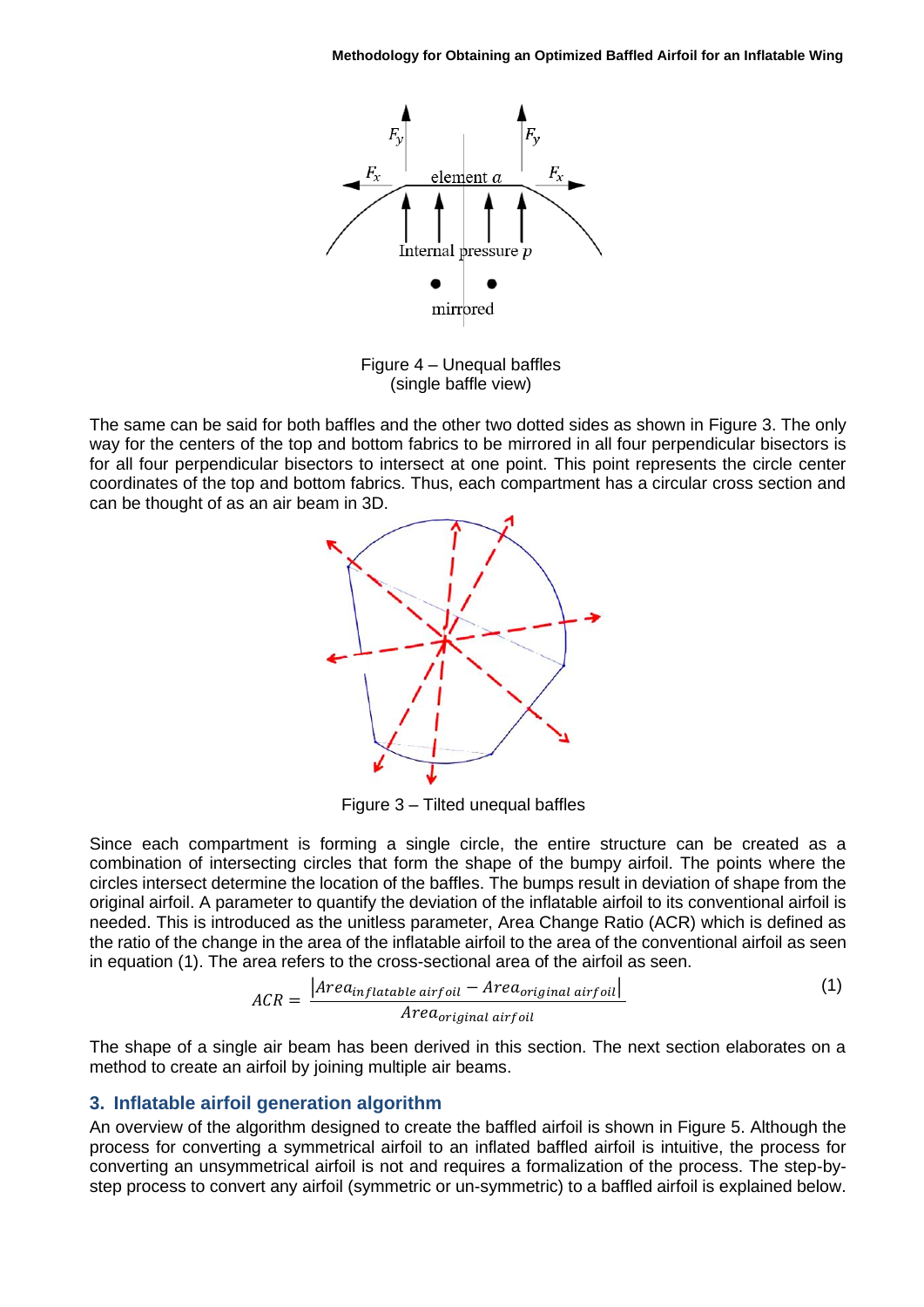Figure 4 – Unequal baffles
(single baffle view)

The same can be said for both baffles and the other two dotted sides as shown in Figure 3. The only way for the centers of the top and bottom fabrics to be mirrored in all four perpendicular bisectors is for all four perpendicular bisectors to intersect at one point. This point represents the circle center coordinates of the top and bottom fabrics. Thus, each compartment has a circular cross section and can be thought of as an air beam in 3D.

Figure 3 – Tilted unequal baffles

Since each compartment is forming a single circle, the entire structure can be created as a combination of intersecting circles that form the shape of the bumpy airfoil. The points where the circles intersect determine the location of the baffles. The bumps result in deviation of shape from the original airfoil. A parameter to quantify the deviation of the inflatable airfoil to its conventional airfoil is needed. This is introduced as the unitless parameter, Area Change Ratio (ACR) which is defined as the ratio of the change in the area of the inflatable airfoil to the area of the conventional airfoil as seen in equation (1). The area refers to the cross-sectional area of the airfoil as seen.

$$ACR = \frac{|Area_{inflatable\ airfoil} - Area_{original\ airfoil}|}{Area_{original\ airfoil}} \quad (1)$$

The shape of a single air beam has been derived in this section. The next section elaborates on a method to create an airfoil by joining multiple air beams.

## 3. Inflatable airfoil generation algorithm

An overview of the algorithm designed to create the baffled airfoil is shown in Figure 5. Although the process for converting a symmetrical airfoil to an inflated baffled airfoil is intuitive, the process for converting an unsymmetrical airfoil is not and requires a formalization of the process. The step-by-step process to convert any airfoil (symmetric or un-symmetric) to a baffled airfoil is explained below.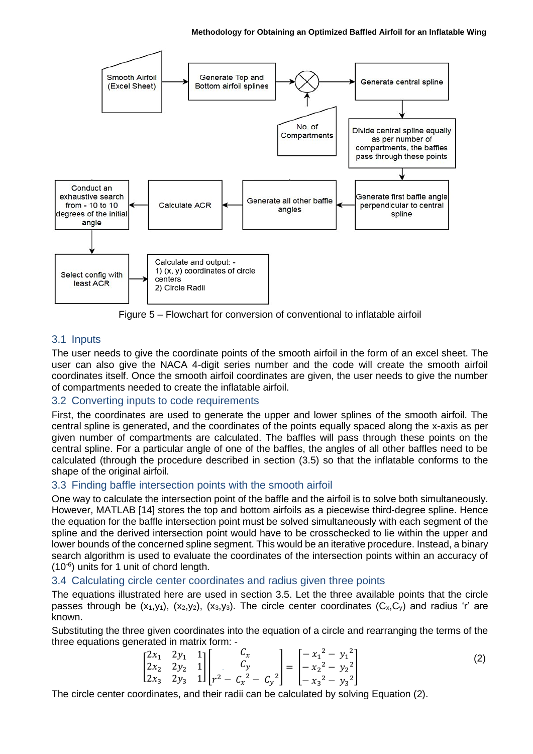Figure 5 – Flowchart for conversion of conventional to inflatable airfoil

## 3.1 Inputs

The user needs to give the coordinate points of the smooth airfoil in the form of an excel sheet. The user can also give the NACA 4-digit series number and the code will create the smooth airfoil coordinates itself. Once the smooth airfoil coordinates are given, the user needs to give the number of compartments needed to create the inflatable airfoil.

## 3.2 Converting inputs to code requirements

First, the coordinates are used to generate the upper and lower splines of the smooth airfoil. The central spline is generated, and the coordinates of the points equally spaced along the x-axis as per given number of compartments are calculated. The baffles will pass through these points on the central spline. For a particular angle of one of the baffles, the angles of all other baffles need to be calculated (through the procedure described in section (3.5) so that the inflatable conforms to the shape of the original airfoil.

## 3.3 Finding baffle intersection points with the smooth airfoil

One way to calculate the intersection point of the baffle and the airfoil is to solve both simultaneously. However, MATLAB [14] stores the top and bottom airfoils as a piecewise third-degree spline. Hence the equation for the baffle intersection point must be solved simultaneously with each segment of the spline and the derived intersection point would have to be crosschecked to lie within the upper and lower bounds of the concerned spline segment. This would be an iterative procedure. Instead, a binary search algorithm is used to evaluate the coordinates of the intersection points within an accuracy of ($10^{-6}$) units for 1 unit of chord length.

## 3.4 Calculating circle center coordinates and radius given three points

The equations illustrated here are used in section 3.5. Let the three available points that the circle passes through be $(x_1,y_1)$, $(x_2,y_2)$, $(x_3,y_3)$. The circle center coordinates $(C_x,C_y)$ and radius 'r' are known.

Substituting the three given coordinates into the equation of a circle and rearranging the terms of the three equations generated in matrix form: -

$$\begin{bmatrix} 2x_1 & 2y_1 & 1 \\ 2x_2 & 2y_2 & 1 \\ 2x_3 & 2y_3 & 1 \end{bmatrix} \begin{bmatrix} C_x \\ C_y \\ r^2 - {C_x}^2 - {C_y}^2 \end{bmatrix} = \begin{bmatrix} -{x_1}^2 - {y_1}^2 \\ -{x_2}^2 - {y_2}^2 \\ -{x_3}^2 - {y_3}^2 \end{bmatrix} \tag{2}$$

The circle center coordinates, and their radii can be calculated by solving Equation (2).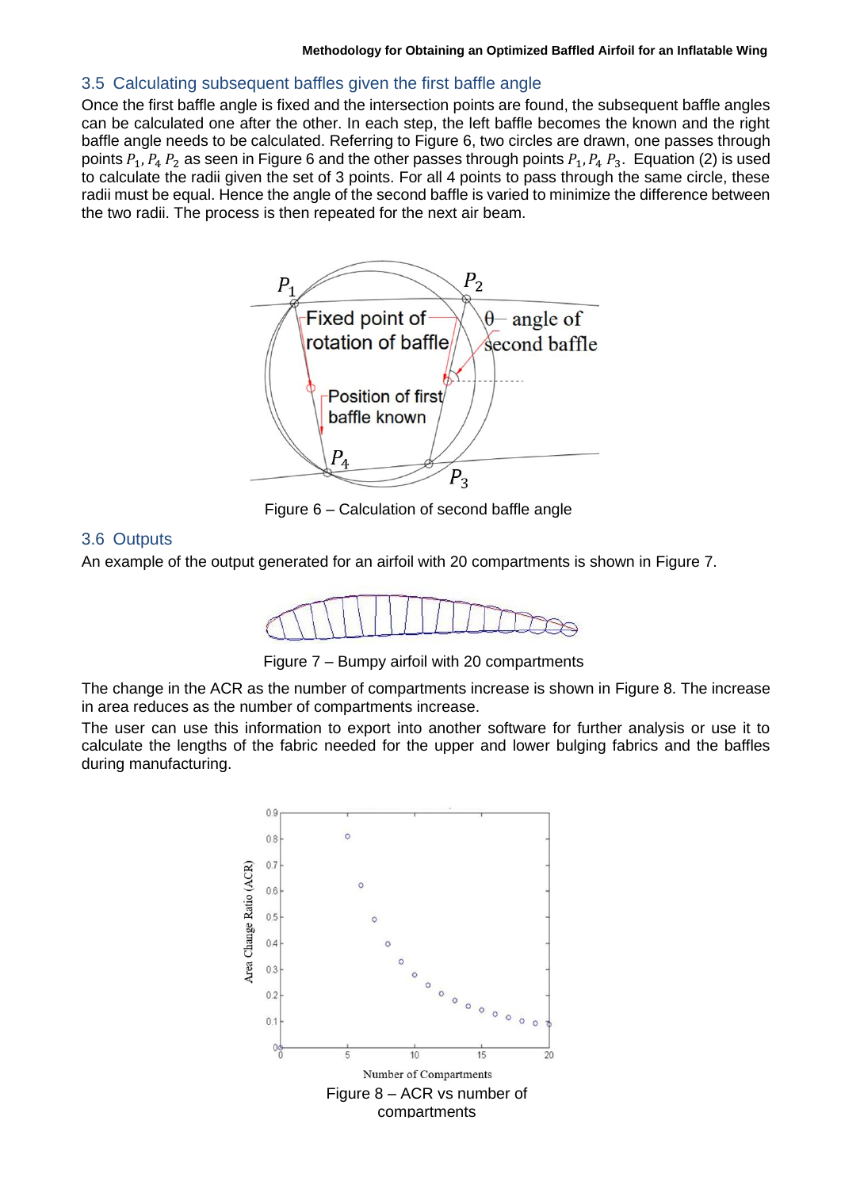## 3.5 Calculating subsequent baffles given the first baffle angle

Once the first baffle angle is fixed and the intersection points are found, the subsequent baffle angles can be calculated one after the other. In each step, the left baffle becomes the known and the right baffle angle needs to be calculated. Referring to Figure 6, two circles are drawn, one passes through points $P_1, P_4\ P_2$ as seen in Figure 6 and the other passes through points $P_1, P_4\ P_3$. Equation (2) is used to calculate the radii given the set of 3 points. For all 4 points to pass through the same circle, these radii must be equal. Hence the angle of the second baffle is varied to minimize the difference between the two radii. The process is then repeated for the next air beam.

Figure 6 – Calculation of second baffle angle

## 3.6 Outputs

An example of the output generated for an airfoil with 20 compartments is shown in Figure 7.

Figure 7 – Bumpy airfoil with 20 compartments

The change in the ACR as the number of compartments increase is shown in Figure 8. The increase in area reduces as the number of compartments increase.

The user can use this information to export into another software for further analysis or use it to calculate the lengths of the fabric needed for the upper and lower bulging fabrics and the baffles during manufacturing.

Figure 8 – ACR vs number of compartments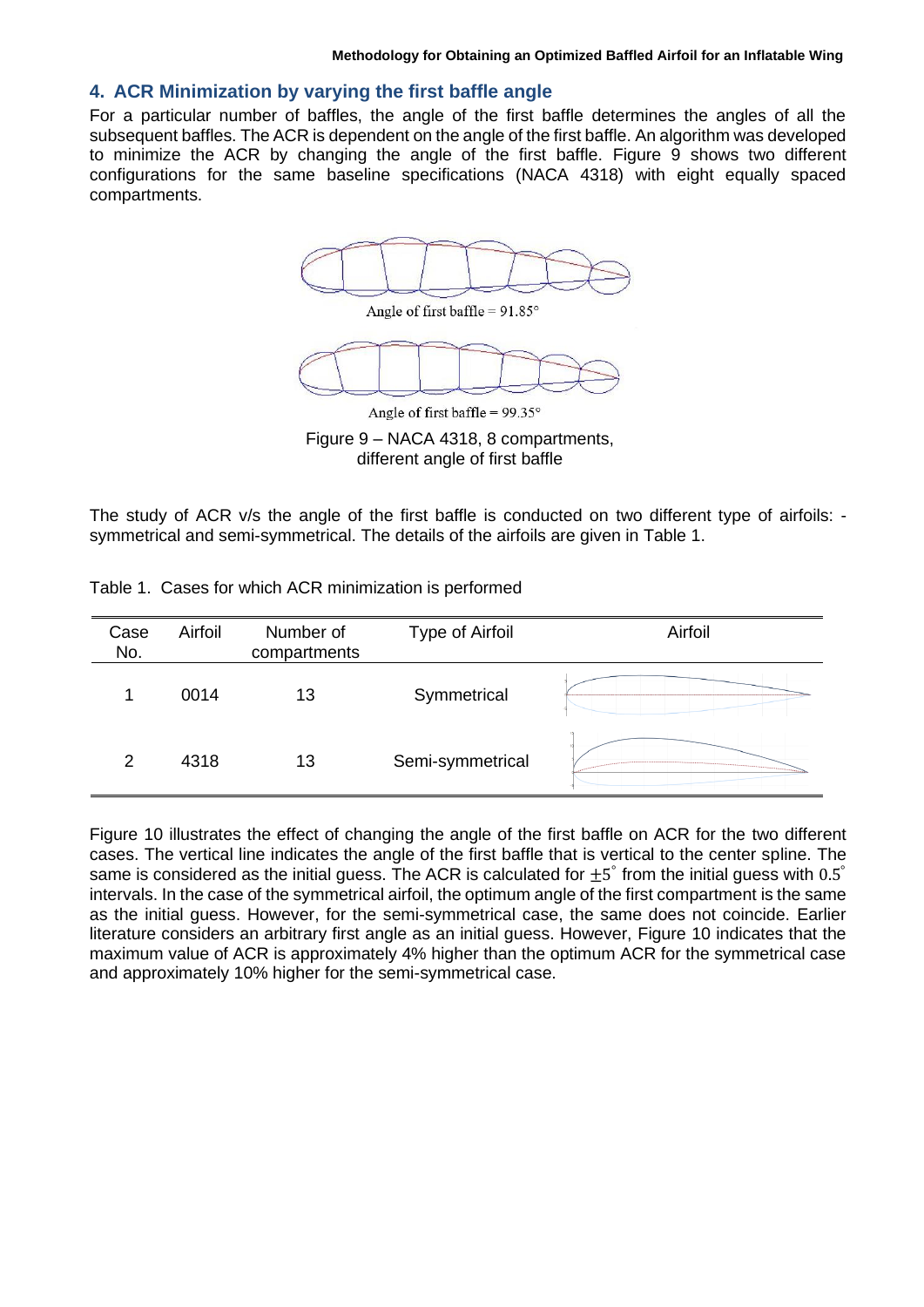## 4. ACR Minimization by varying the first baffle angle

For a particular number of baffles, the angle of the first baffle determines the angles of all the subsequent baffles. The ACR is dependent on the angle of the first baffle. An algorithm was developed to minimize the ACR by changing the angle of the first baffle. Figure 9 shows two different configurations for the same baseline specifications (NACA 4318) with eight equally spaced compartments.

Angle of first baffle = 91.85°

Angle of first baffle = 99.35°

Figure 9 – NACA 4318, 8 compartments, different angle of first baffle

The study of ACR v/s the angle of the first baffle is conducted on two different type of airfoils: - symmetrical and semi-symmetrical. The details of the airfoils are given in Table 1.

Table 1. Cases for which ACR minimization is performed

| Case No. | Airfoil | Number of compartments | Type of Airfoil | Airfoil |
|---|---|---|---|---|
| 1 | 0014 | 13 | Symmetrical | |
| 2 | 4318 | 13 | Semi-symmetrical | |

Figure 10 illustrates the effect of changing the angle of the first baffle on ACR for the two different cases. The vertical line indicates the angle of the first baffle that is vertical to the center spline. The same is considered as the initial guess. The ACR is calculated for $\pm 5^{\circ}$ from the initial guess with $0.5^{\circ}$ intervals. In the case of the symmetrical airfoil, the optimum angle of the first compartment is the same as the initial guess. However, for the semi-symmetrical case, the same does not coincide. Earlier literature considers an arbitrary first angle as an initial guess. However, Figure 10 indicates that the maximum value of ACR is approximately 4% higher than the optimum ACR for the symmetrical case and approximately 10% higher for the semi-symmetrical case.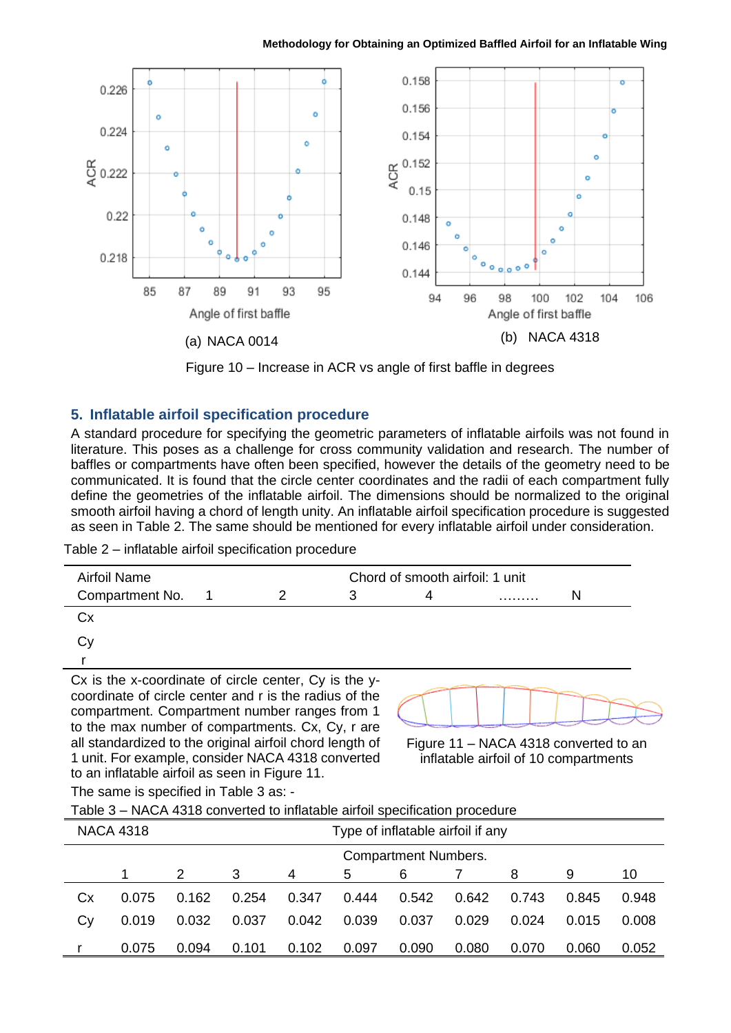(a) NACA 0014

(b) NACA 4318

Figure 10 – Increase in ACR vs angle of first baffle in degrees

## 5. Inflatable airfoil specification procedure

A standard procedure for specifying the geometric parameters of inflatable airfoils was not found in literature. This poses as a challenge for cross community validation and research. The number of baffles or compartments have often been specified, however the details of the geometry need to be communicated. It is found that the circle center coordinates and the radii of each compartment fully define the geometries of the inflatable airfoil. The dimensions should be normalized to the original smooth airfoil having a chord of length unity. An inflatable airfoil specification procedure is suggested as seen in Table 2. The same should be mentioned for every inflatable airfoil under consideration.

Table 2 – inflatable airfoil specification procedure

| Airfoil Name | | | Chord of smooth airfoil: 1 unit | | | |
|---|---|---|---|---|---|---|
| Compartment No. | 1 | 2 | 3 | 4 | ……… | N |
| Cx | | | | | | |
| Cy | | | | | | |
| r | | | | | | |

Cx is the x-coordinate of circle center, Cy is the y-coordinate of circle center and r is the radius of the compartment. Compartment number ranges from 1 to the max number of compartments. Cx, Cy, r are all standardized to the original airfoil chord length of 1 unit. For example, consider NACA 4318 converted to an inflatable airfoil as seen in Figure 11.

Figure 11 – NACA 4318 converted to an inflatable airfoil of 10 compartments

The same is specified in Table 3 as: -

Table 3 – NACA 4318 converted to inflatable airfoil specification procedure

| NACA 4318 | | | | | Type of inflatable airfoil if any | | | | | |
|---|---|---|---|---|---|---|---|---|---|---|
| | | | | | Compartment Numbers. | | | | | |
| | 1 | 2 | 3 | 4 | 5 | 6 | 7 | 8 | 9 | 10 |
| Cx | 0.075 | 0.162 | 0.254 | 0.347 | 0.444 | 0.542 | 0.642 | 0.743 | 0.845 | 0.948 |
| Cy | 0.019 | 0.032 | 0.037 | 0.042 | 0.039 | 0.037 | 0.029 | 0.024 | 0.015 | 0.008 |
| r | 0.075 | 0.094 | 0.101 | 0.102 | 0.097 | 0.090 | 0.080 | 0.070 | 0.060 | 0.052 |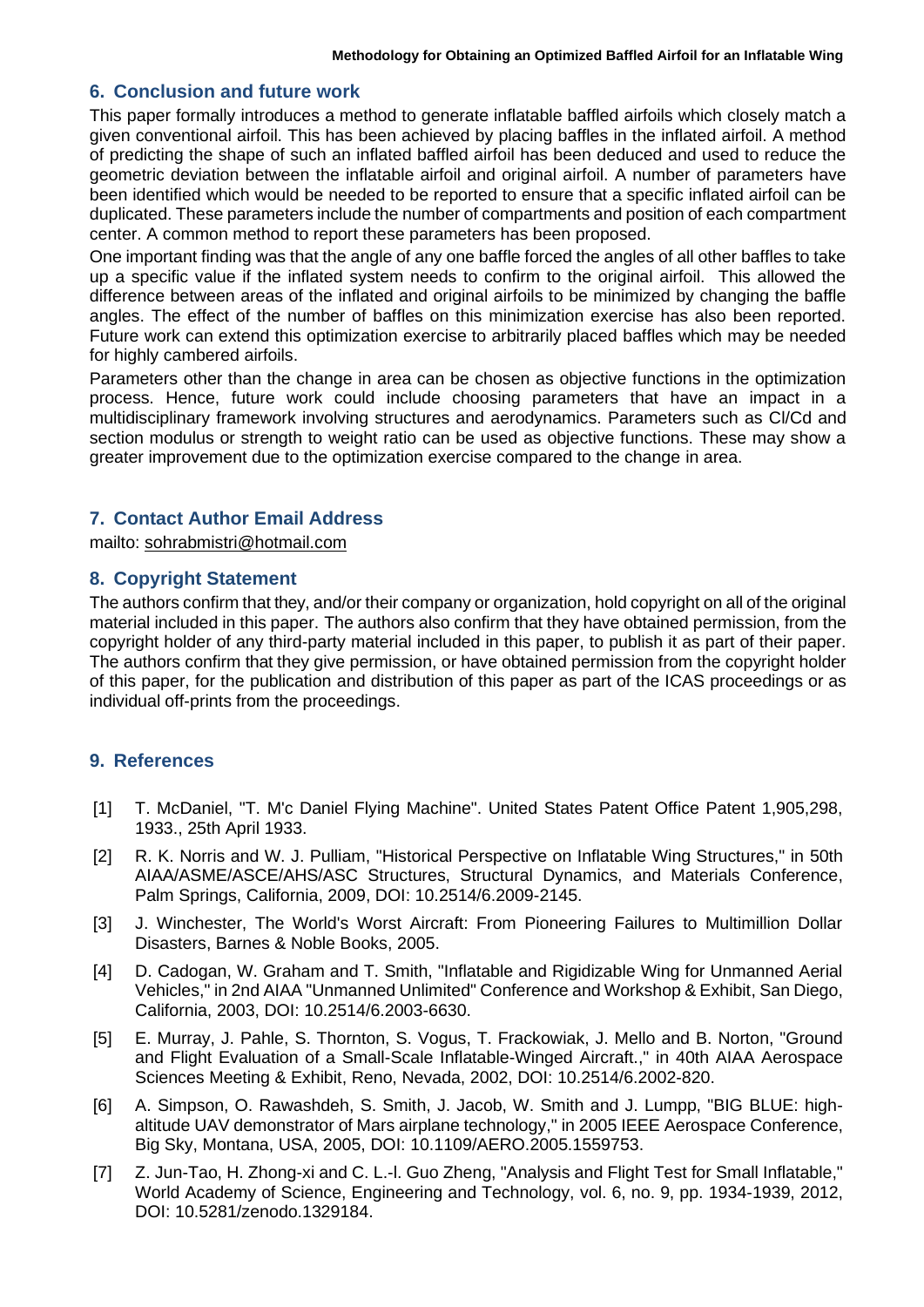## 6. Conclusion and future work

This paper formally introduces a method to generate inflatable baffled airfoils which closely match a given conventional airfoil. This has been achieved by placing baffles in the inflated airfoil. A method of predicting the shape of such an inflated baffled airfoil has been deduced and used to reduce the geometric deviation between the inflatable airfoil and original airfoil. A number of parameters have been identified which would be needed to be reported to ensure that a specific inflated airfoil can be duplicated. These parameters include the number of compartments and position of each compartment center. A common method to report these parameters has been proposed.

One important finding was that the angle of any one baffle forced the angles of all other baffles to take up a specific value if the inflated system needs to confirm to the original airfoil. This allowed the difference between areas of the inflated and original airfoils to be minimized by changing the baffle angles. The effect of the number of baffles on this minimization exercise has also been reported. Future work can extend this optimization exercise to arbitrarily placed baffles which may be needed for highly cambered airfoils.

Parameters other than the change in area can be chosen as objective functions in the optimization process. Hence, future work could include choosing parameters that have an impact in a multidisciplinary framework involving structures and aerodynamics. Parameters such as Cl/Cd and section modulus or strength to weight ratio can be used as objective functions. These may show a greater improvement due to the optimization exercise compared to the change in area.

## 7. Contact Author Email Address

mailto: sohrabmistri@hotmail.com

## 8. Copyright Statement

The authors confirm that they, and/or their company or organization, hold copyright on all of the original material included in this paper. The authors also confirm that they have obtained permission, from the copyright holder of any third-party material included in this paper, to publish it as part of their paper. The authors confirm that they give permission, or have obtained permission from the copyright holder of this paper, for the publication and distribution of this paper as part of the ICAS proceedings or as individual off-prints from the proceedings.

## 9. References

[1] T. McDaniel, "T. M'c Daniel Flying Machine". United States Patent Office Patent 1,905,298, 1933., 25th April 1933.

[2] R. K. Norris and W. J. Pulliam, "Historical Perspective on Inflatable Wing Structures," in 50th AIAA/ASME/ASCE/AHS/ASC Structures, Structural Dynamics, and Materials Conference, Palm Springs, California, 2009, DOI: 10.2514/6.2009-2145.

[3] J. Winchester, The World's Worst Aircraft: From Pioneering Failures to Multimillion Dollar Disasters, Barnes & Noble Books, 2005.

[4] D. Cadogan, W. Graham and T. Smith, "Inflatable and Rigidizable Wing for Unmanned Aerial Vehicles," in 2nd AIAA "Unmanned Unlimited" Conference and Workshop & Exhibit, San Diego, California, 2003, DOI: 10.2514/6.2003-6630.

[5] E. Murray, J. Pahle, S. Thornton, S. Vogus, T. Frackowiak, J. Mello and B. Norton, "Ground and Flight Evaluation of a Small-Scale Inflatable-Winged Aircraft.," in 40th AIAA Aerospace Sciences Meeting & Exhibit, Reno, Nevada, 2002, DOI: 10.2514/6.2002-820.

[6] A. Simpson, O. Rawashdeh, S. Smith, J. Jacob, W. Smith and J. Lumpp, "BIG BLUE: high-altitude UAV demonstrator of Mars airplane technology," in 2005 IEEE Aerospace Conference, Big Sky, Montana, USA, 2005, DOI: 10.1109/AERO.2005.1559753.

[7] Z. Jun-Tao, H. Zhong-xi and C. L.-l. Guo Zheng, "Analysis and Flight Test for Small Inflatable," World Academy of Science, Engineering and Technology, vol. 6, no. 9, pp. 1934-1939, 2012, DOI: 10.5281/zenodo.1329184.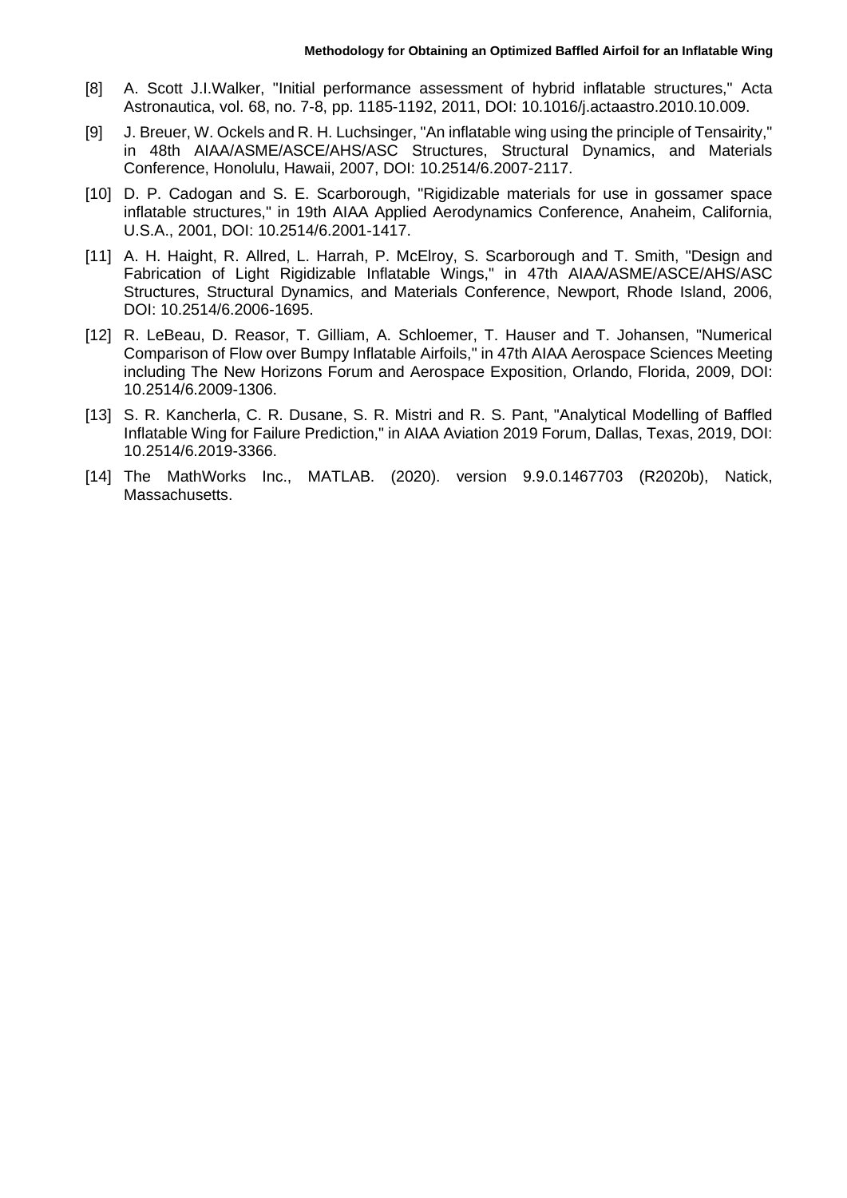[8] A. Scott J.I.Walker, "Initial performance assessment of hybrid inflatable structures," Acta Astronautica, vol. 68, no. 7-8, pp. 1185-1192, 2011, DOI: 10.1016/j.actaastro.2010.10.009.

[9] J. Breuer, W. Ockels and R. H. Luchsinger, "An inflatable wing using the principle of Tensairity," in 48th AIAA/ASME/ASCE/AHS/ASC Structures, Structural Dynamics, and Materials Conference, Honolulu, Hawaii, 2007, DOI: 10.2514/6.2007-2117.

[10] D. P. Cadogan and S. E. Scarborough, "Rigidizable materials for use in gossamer space inflatable structures," in 19th AIAA Applied Aerodynamics Conference, Anaheim, California, U.S.A., 2001, DOI: 10.2514/6.2001-1417.

[11] A. H. Haight, R. Allred, L. Harrah, P. McElroy, S. Scarborough and T. Smith, "Design and Fabrication of Light Rigidizable Inflatable Wings," in 47th AIAA/ASME/ASCE/AHS/ASC Structures, Structural Dynamics, and Materials Conference, Newport, Rhode Island, 2006, DOI: 10.2514/6.2006-1695.

[12] R. LeBeau, D. Reasor, T. Gilliam, A. Schloemer, T. Hauser and T. Johansen, "Numerical Comparison of Flow over Bumpy Inflatable Airfoils," in 47th AIAA Aerospace Sciences Meeting including The New Horizons Forum and Aerospace Exposition, Orlando, Florida, 2009, DOI: 10.2514/6.2009-1306.

[13] S. R. Kancherla, C. R. Dusane, S. R. Mistri and R. S. Pant, "Analytical Modelling of Baffled Inflatable Wing for Failure Prediction," in AIAA Aviation 2019 Forum, Dallas, Texas, 2019, DOI: 10.2514/6.2019-3366.

[14] The MathWorks Inc., MATLAB. (2020). version 9.9.0.1467703 (R2020b), Natick, Massachusetts.